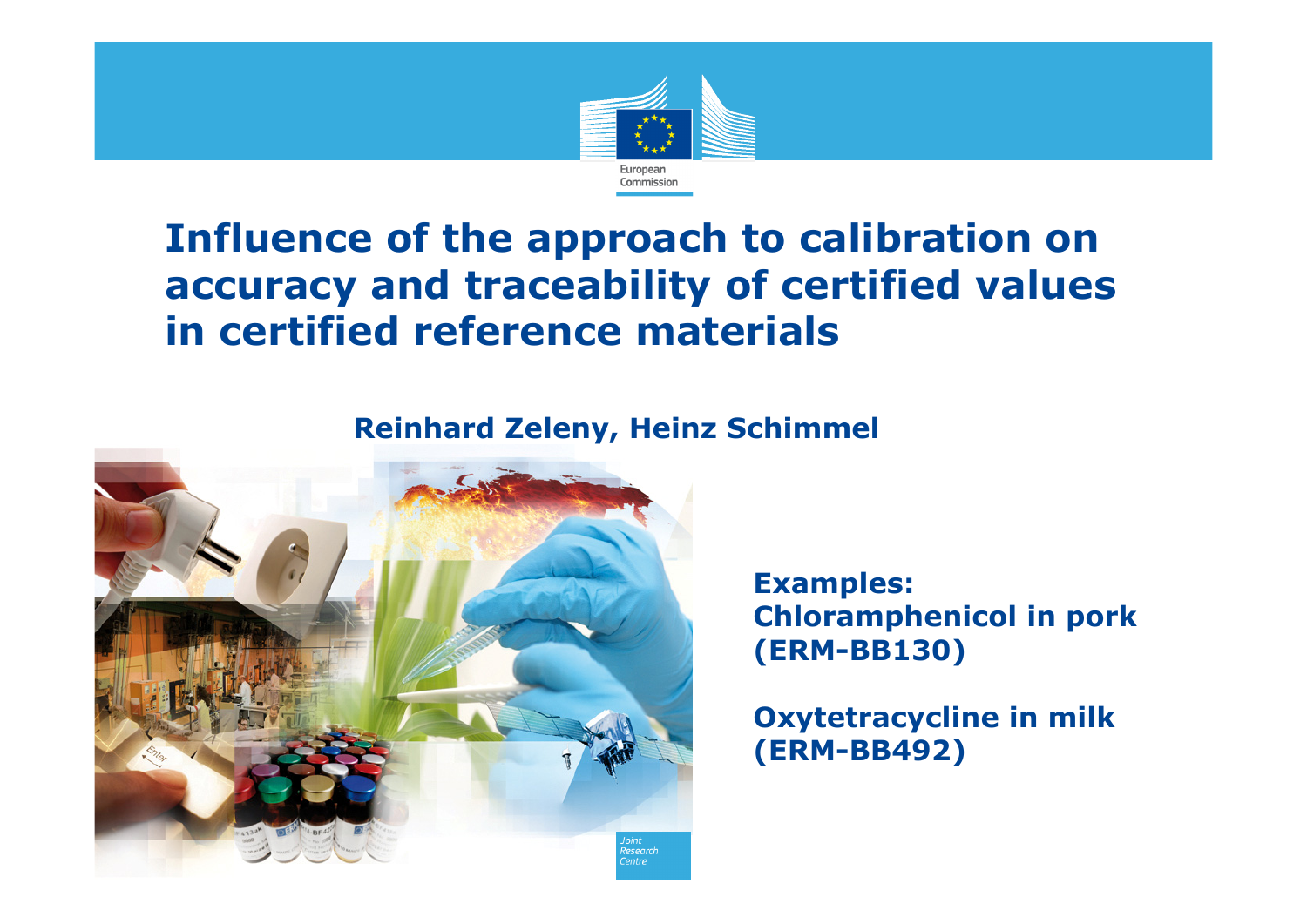# Influence of the approach to calibration on accuracy and traceability of certified values in certified reference materials

**Reinhard Zeleny, Heinz Schimmel**

**Examples:**
**Chloramphenicol in pork (ERM-BB130)**

**Oxytetracycline in milk (ERM-BB492)**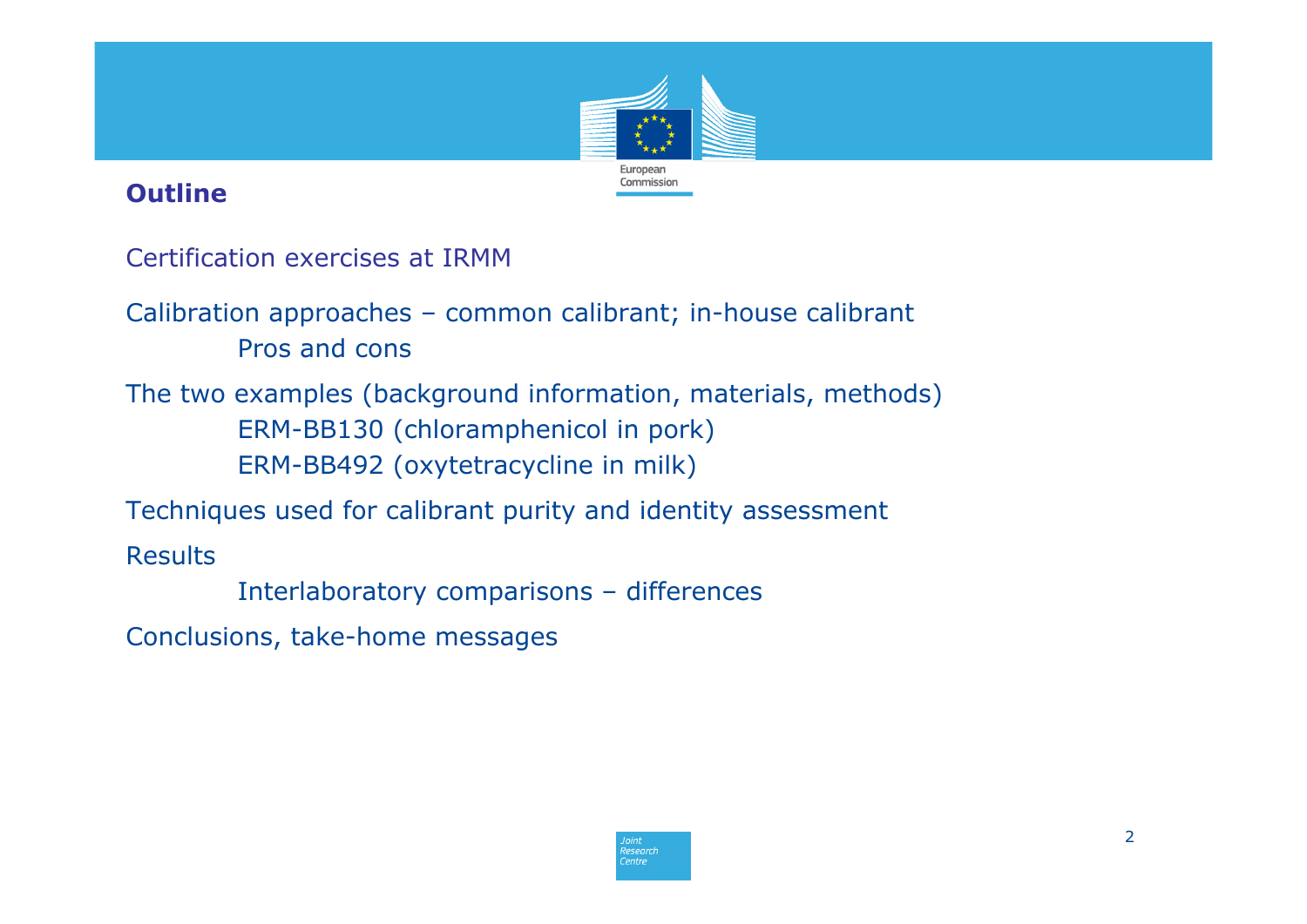## Outline

Certification exercises at IRMM

Calibration approaches – common calibrant; in-house calibrant

- Pros and cons

The two examples (background information, materials, methods)

- ERM-BB130 (chloramphenicol in pork)
- ERM-BB492 (oxytetracycline in milk)

Techniques used for calibrant purity and identity assessment

Results

- Interlaboratory comparisons – differences

Conclusions, take-home messages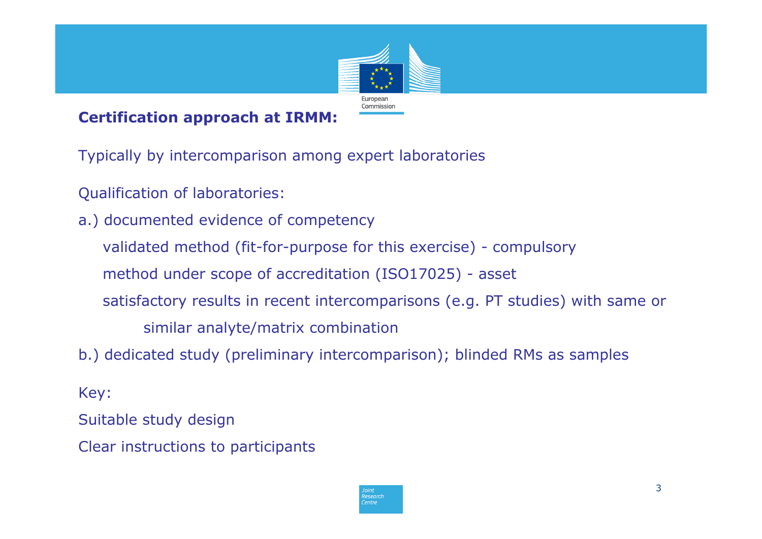## Certification approach at IRMM:

Typically by intercomparison among expert laboratories

Qualification of laboratories:

a.) documented evidence of competency

- validated method (fit-for-purpose for this exercise) - compulsory
- method under scope of accreditation (ISO17025) - asset
- satisfactory results in recent intercomparisons (e.g. PT studies) with same or similar analyte/matrix combination

b.) dedicated study (preliminary intercomparison); blinded RMs as samples

Key:

Suitable study design

Clear instructions to participants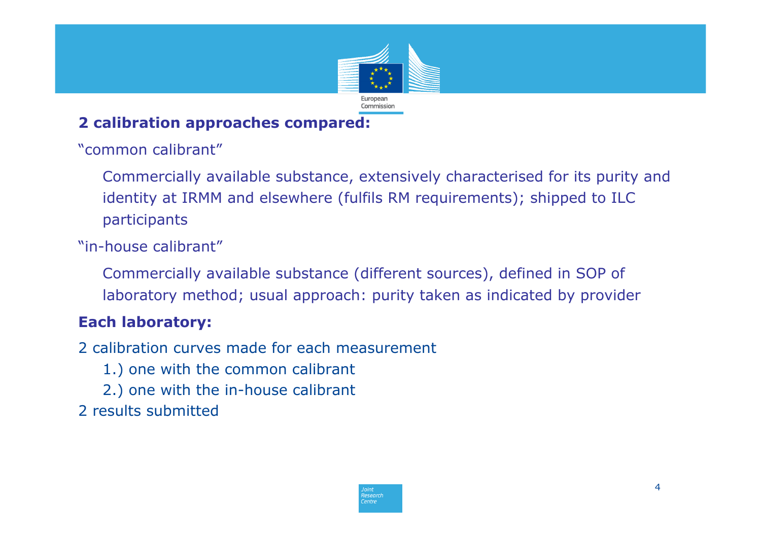## 2 calibration approaches compared:

"common calibrant"

Commercially available substance, extensively characterised for its purity and identity at IRMM and elsewhere (fulfils RM requirements); shipped to ILC participants

"in-house calibrant"

Commercially available substance (different sources), defined in SOP of laboratory method; usual approach: purity taken as indicated by provider

## Each laboratory:

2 calibration curves made for each measurement

1.) one with the common calibrant

2.) one with the in-house calibrant

2 results submitted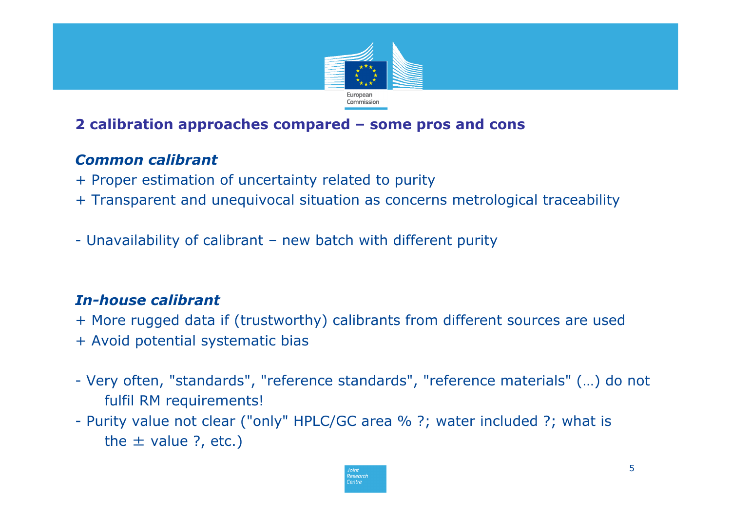## 2 calibration approaches compared – some pros and cons

### *Common calibrant*

+ Proper estimation of uncertainty related to purity
+ Transparent and unequivocal situation as concerns metrological traceability

- Unavailability of calibrant – new batch with different purity

### *In-house calibrant*

+ More rugged data if (trustworthy) calibrants from different sources are used
+ Avoid potential systematic bias

- Very often, "standards", "reference standards", "reference materials" (…) do not fulfil RM requirements!
- Purity value not clear ("only" HPLC/GC area % ?; water included ?; what is the ± value ?, etc.)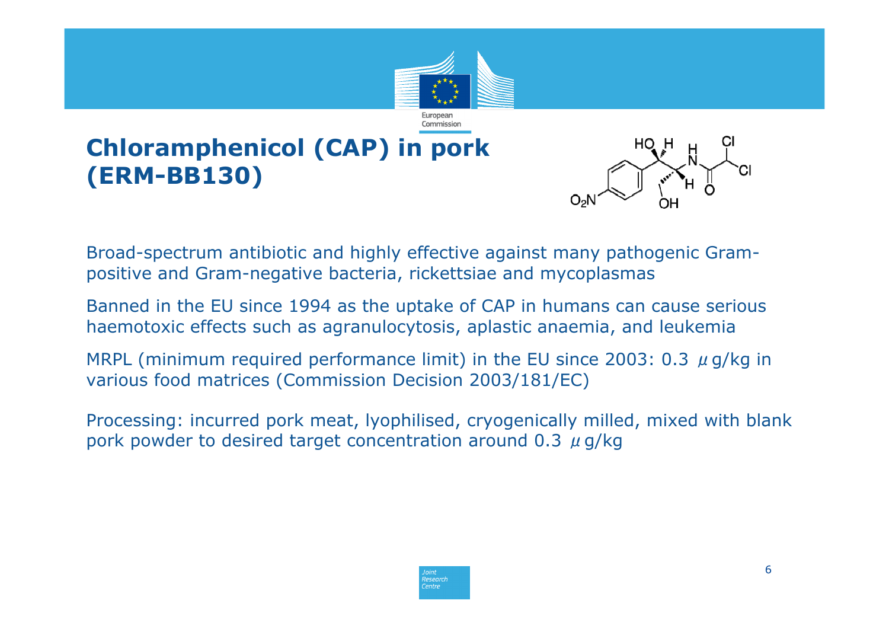# Chloramphenicol (CAP) in pork (ERM-BB130)

Broad-spectrum antibiotic and highly effective against many pathogenic Gram-positive and Gram-negative bacteria, rickettsiae and mycoplasmas

Banned in the EU since 1994 as the uptake of CAP in humans can cause serious haemotoxic effects such as agranulocytosis, aplastic anaemia, and leukemia

MRPL (minimum required performance limit) in the EU since 2003: 0.3 $\mu$g/kg in various food matrices (Commission Decision 2003/181/EC)

Processing: incurred pork meat, lyophilised, cryogenically milled, mixed with blank pork powder to desired target concentration around 0.3 $\mu$g/kg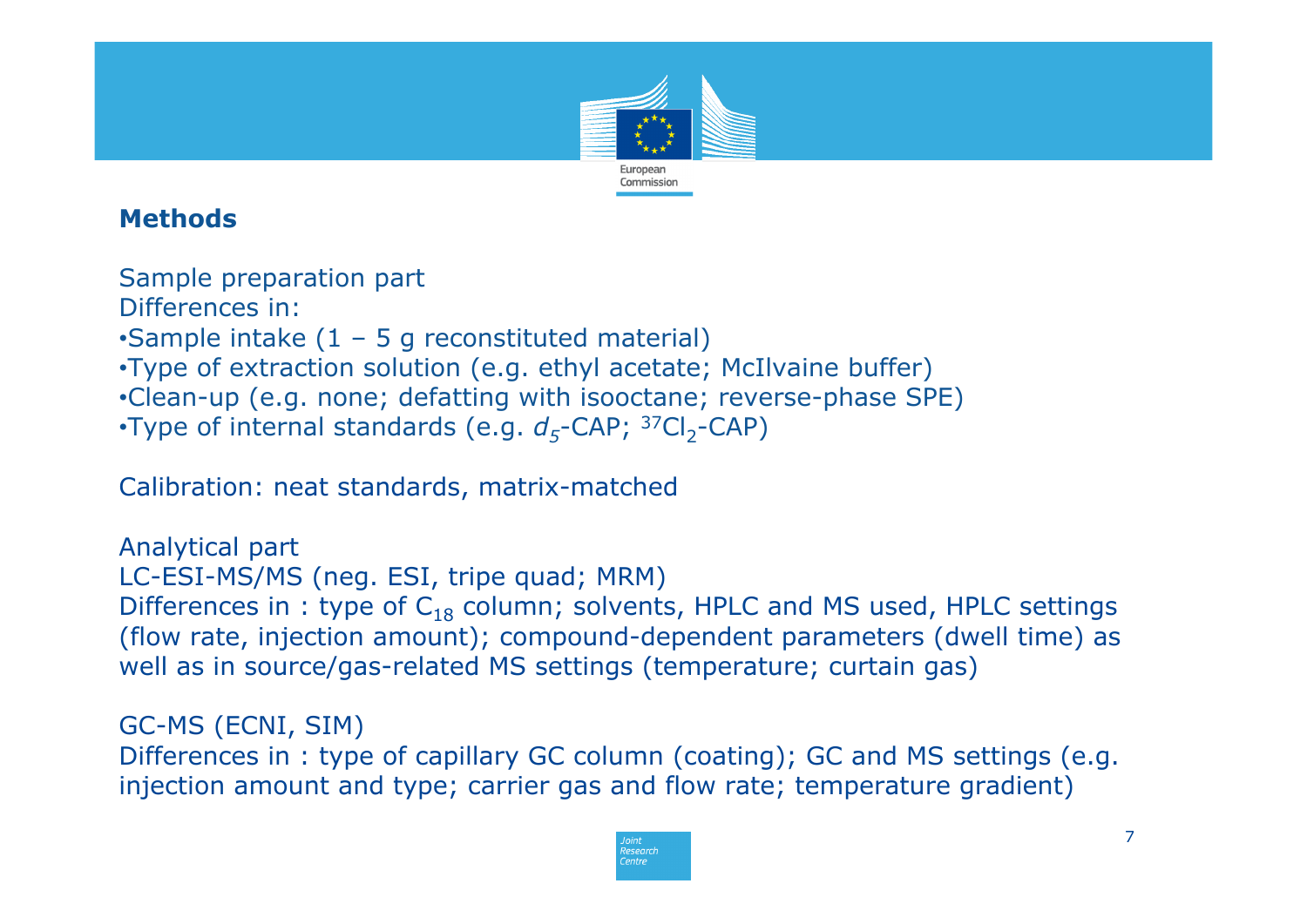## Methods

Sample preparation part
Differences in:

- Sample intake (1 – 5 g reconstituted material)
- Type of extraction solution (e.g. ethyl acetate; McIlvaine buffer)
- Clean-up (e.g. none; defatting with isooctane; reverse-phase SPE)
- Type of internal standards (e.g. $d_5$-CAP; $^{37}Cl_2$-CAP)

Calibration: neat standards, matrix-matched

Analytical part
LC-ESI-MS/MS (neg. ESI, tripe quad; MRM)
Differences in : type of $C_{18}$ column; solvents, HPLC and MS used, HPLC settings (flow rate, injection amount); compound-dependent parameters (dwell time) as well as in source/gas-related MS settings (temperature; curtain gas)

GC-MS (ECNI, SIM)
Differences in : type of capillary GC column (coating); GC and MS settings (e.g. injection amount and type; carrier gas and flow rate; temperature gradient)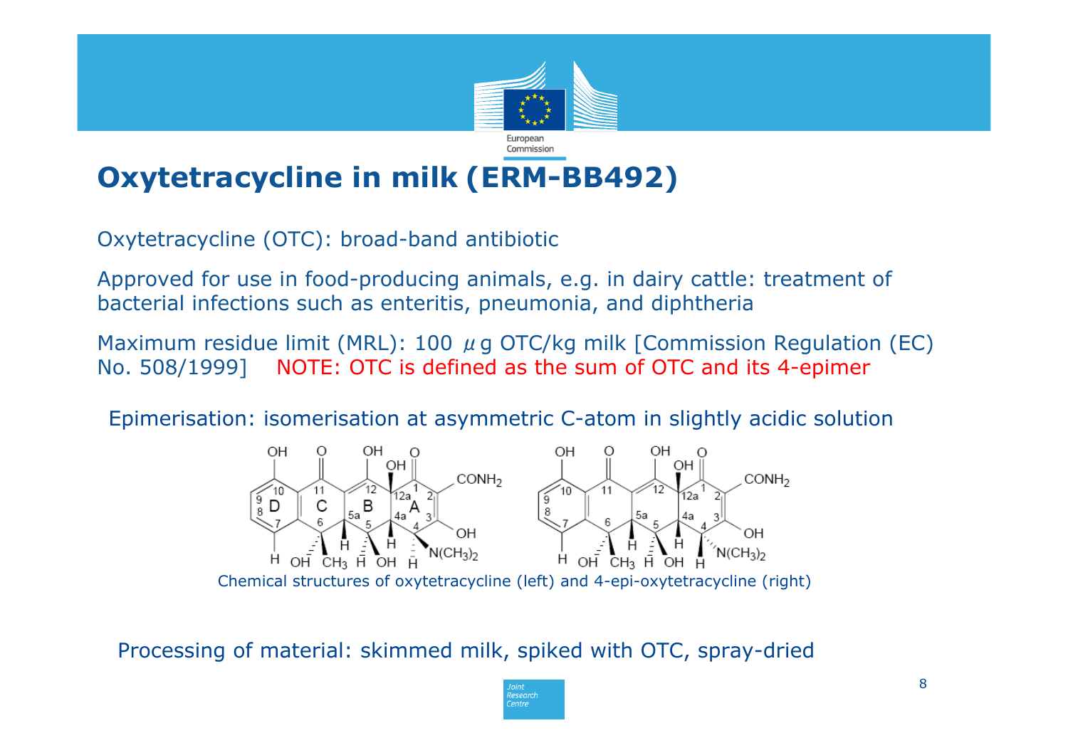# Oxytetracycline in milk (ERM-BB492)

Oxytetracycline (OTC): broad-band antibiotic

Approved for use in food-producing animals, e.g. in dairy cattle: treatment of bacterial infections such as enteritis, pneumonia, and diphtheria

Maximum residue limit (MRL): 100 μg OTC/kg milk [Commission Regulation (EC) No. 508/1999] NOTE: OTC is defined as the sum of OTC and its 4-epimer

Epimerisation: isomerisation at asymmetric C-atom in slightly acidic solution

Chemical structures of oxytetracycline (left) and 4-epi-oxytetracycline (right)

Processing of material: skimmed milk, spiked with OTC, spray-dried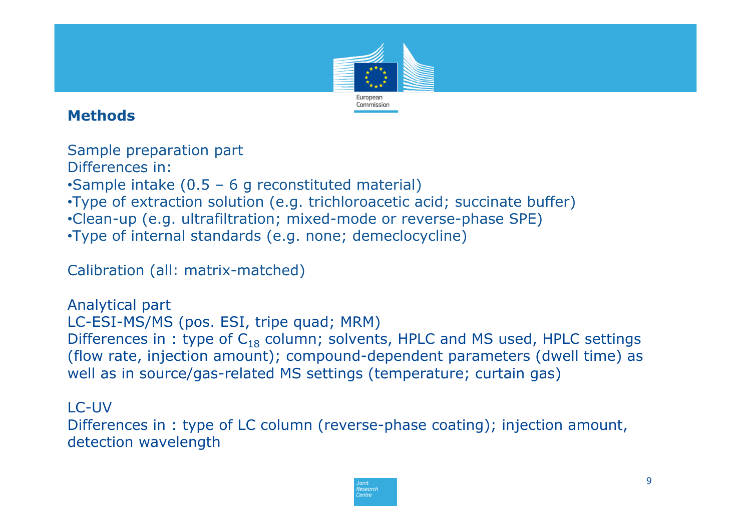## Methods

Sample preparation part

Differences in:

- Sample intake (0.5 – 6 g reconstituted material)
- Type of extraction solution (e.g. trichloroacetic acid; succinate buffer)
- Clean-up (e.g. ultrafiltration; mixed-mode or reverse-phase SPE)
- Type of internal standards (e.g. none; demeclocycline)

Calibration (all: matrix-matched)

Analytical part

LC-ESI-MS/MS (pos. ESI, tripe quad; MRM)

Differences in : type of $C_{18}$ column; solvents, HPLC and MS used, HPLC settings (flow rate, injection amount); compound-dependent parameters (dwell time) as well as in source/gas-related MS settings (temperature; curtain gas)

LC-UV

Differences in : type of LC column (reverse-phase coating); injection amount, detection wavelength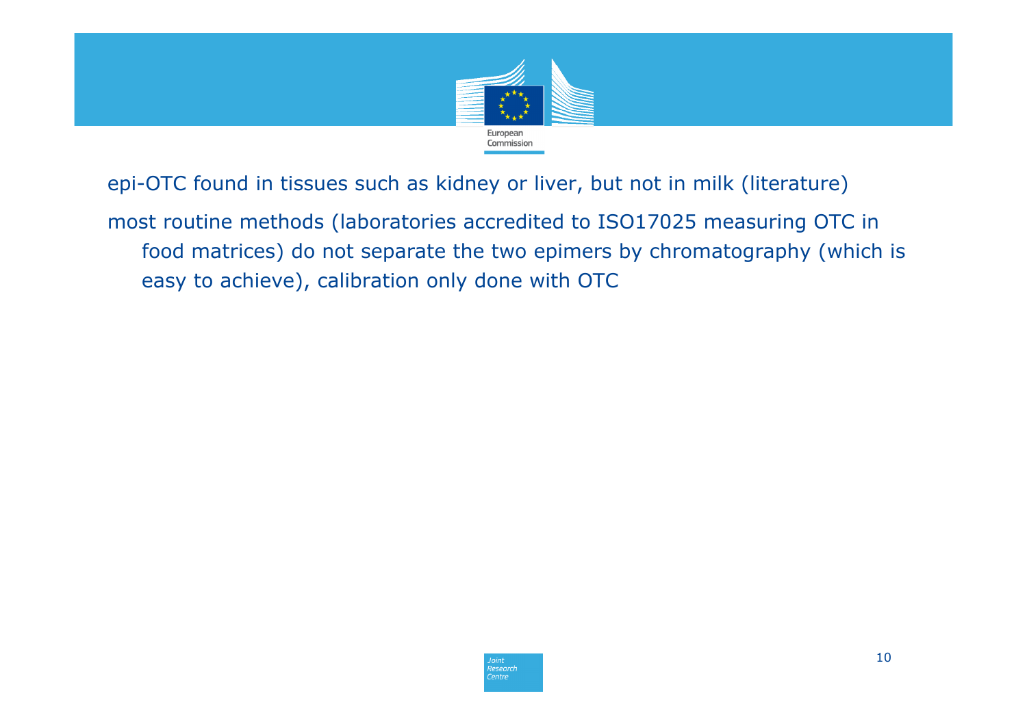- epi-OTC found in tissues such as kidney or liver, but not in milk (literature)
- most routine methods (laboratories accredited to ISO17025 measuring OTC in food matrices) do not separate the two epimers by chromatography (which is easy to achieve), calibration only done with OTC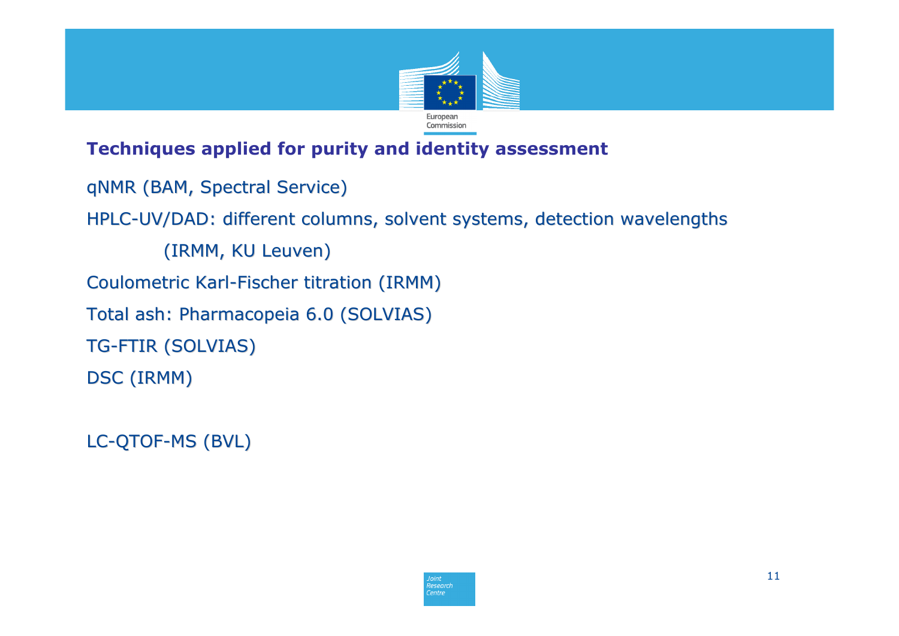## Techniques applied for purity and identity assessment

qNMR (BAM, Spectral Service)

HPLC-UV/DAD: different columns, solvent systems, detection wavelengths (IRMM, KU Leuven)

Coulometric Karl-Fischer titration (IRMM)

Total ash: Pharmacopeia 6.0 (SOLVIAS)

TG-FTIR (SOLVIAS)

DSC (IRMM)

LC-QTOF-MS (BVL)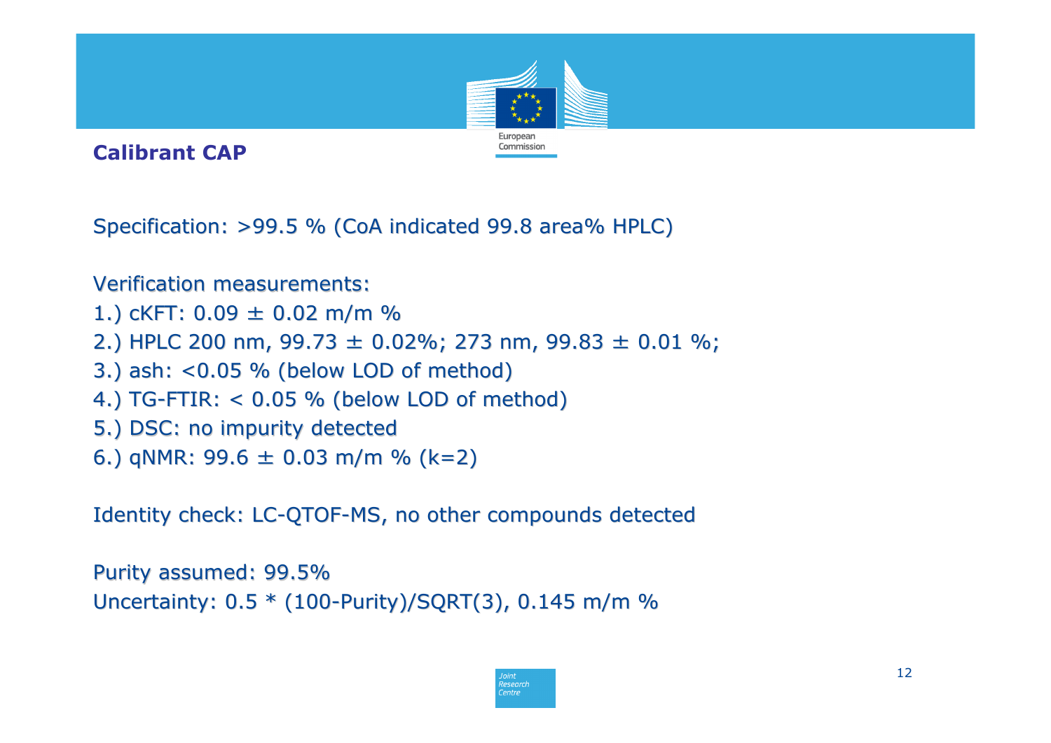## Calibrant CAP

Specification: >99.5 % (CoA indicated 99.8 area% HPLC)

Verification measurements:

1.) cKFT: 0.09 ± 0.02 m/m %

2.) HPLC 200 nm, 99.73 ± 0.02%; 273 nm, 99.83 ± 0.01 %;

3.) ash: <0.05 % (below LOD of method)

4.) TG-FTIR: < 0.05 % (below LOD of method)

5.) DSC: no impurity detected

6.) qNMR: 99.6 ± 0.03 m/m % (k=2)

Identity check: LC-QTOF-MS, no other compounds detected

Purity assumed: 99.5%

Uncertainty: 0.5 * (100-Purity)/SQRT(3), 0.145 m/m %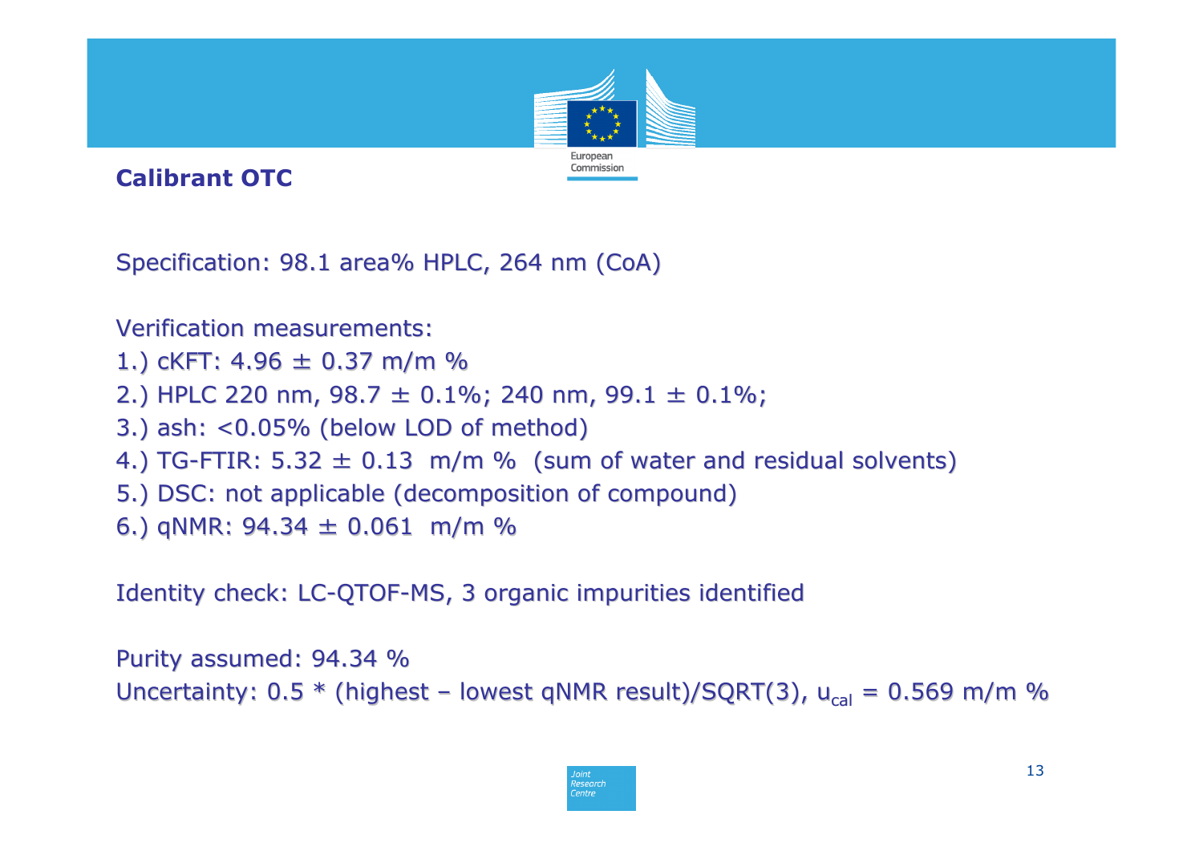## Calibrant OTC

Specification: 98.1 area% HPLC, 264 nm (CoA)

Verification measurements:

1.) cKFT: 4.96 ± 0.37 m/m %

2.) HPLC 220 nm, 98.7 ± 0.1%; 240 nm, 99.1 ± 0.1%;

3.) ash: <0.05% (below LOD of method)

4.) TG-FTIR: 5.32 ± 0.13 m/m % (sum of water and residual solvents)

5.) DSC: not applicable (decomposition of compound)

6.) qNMR: 94.34 ± 0.061 m/m %

Identity check: LC-QTOF-MS, 3 organic impurities identified

Purity assumed: 94.34 %

Uncertainty: 0.5 * (highest – lowest qNMR result)/SQRT(3), $u_{cal}$ = 0.569 m/m %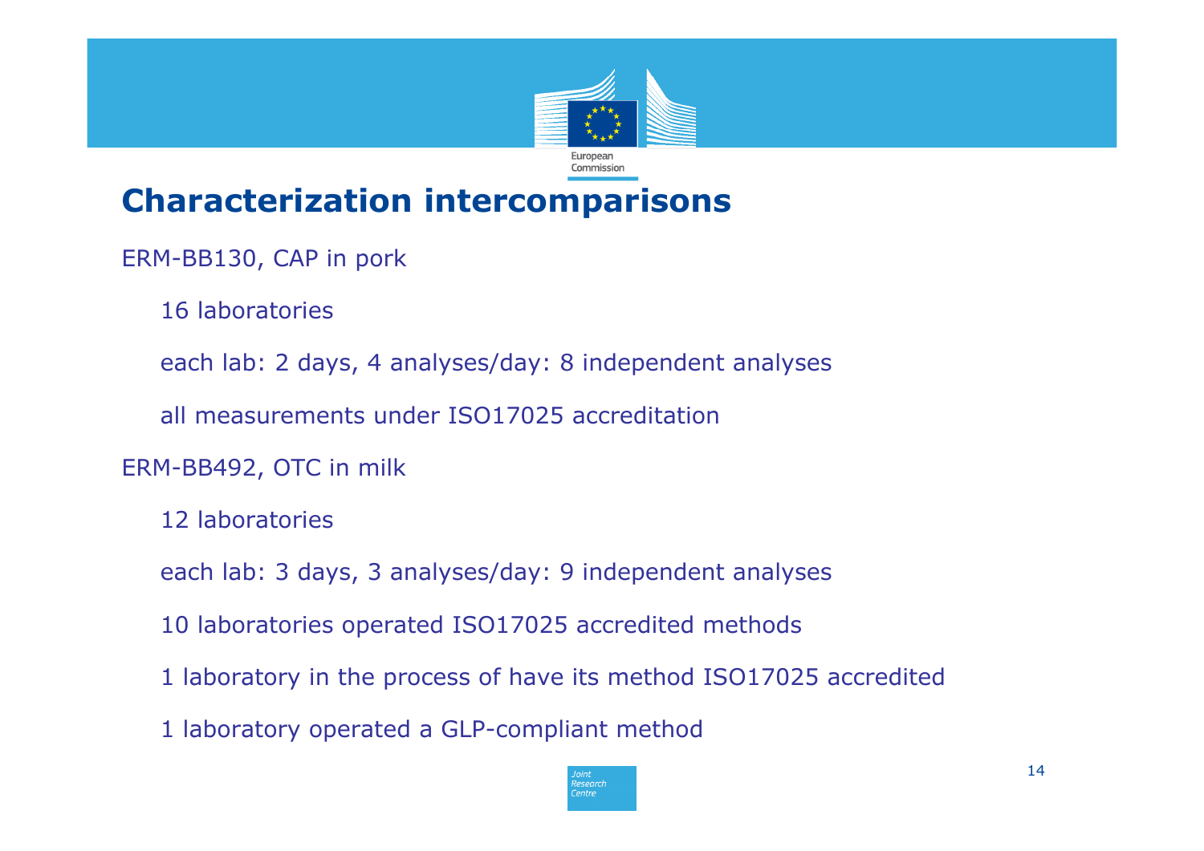# Characterization intercomparisons

ERM-BB130, CAP in pork

- 16 laboratories
- each lab: 2 days, 4 analyses/day: 8 independent analyses
- all measurements under ISO17025 accreditation

ERM-BB492, OTC in milk

- 12 laboratories
- each lab: 3 days, 3 analyses/day: 9 independent analyses
- 10 laboratories operated ISO17025 accredited methods
- 1 laboratory in the process of have its method ISO17025 accredited
- 1 laboratory operated a GLP-compliant method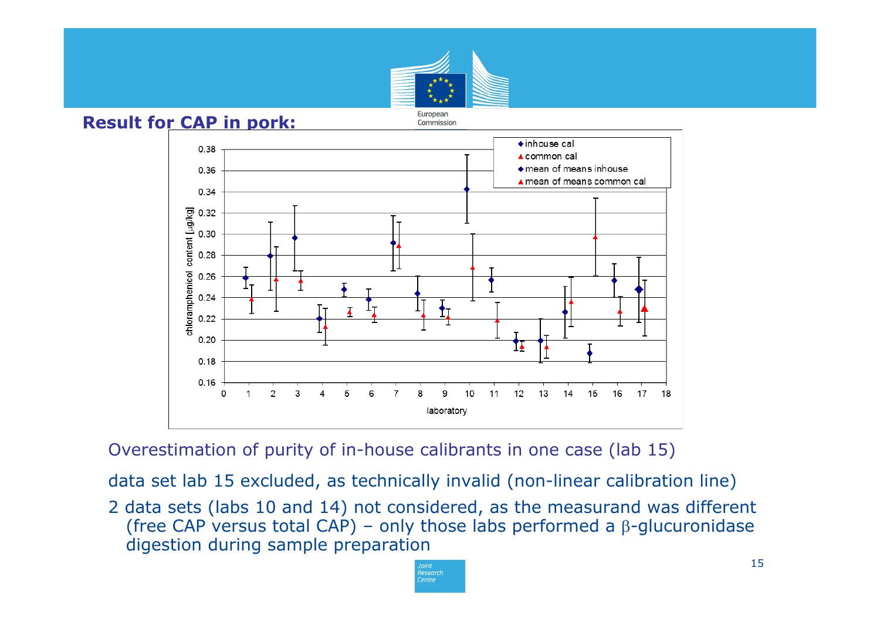## Result for CAP in pork:

inhouse cal
common cal
mean of means inhouse
mean of means common cal

0.38
0.36
0.34
0.32
0.30
0.28
0.26
0.24
0.22
0.20
0.18
0.16

chloramphenicol content [µg/kg]

0 1 2 3 4 5 6 7 8 9 10 11 12 13 14 15 16 17 18

laboratory

Overestimation of purity of in-house calibrants in one case (lab 15)

data set lab 15 excluded, as technically invalid (non-linear calibration line)

2 data sets (labs 10 and 14) not considered, as the measurand was different (free CAP versus total CAP) – only those labs performed a β-glucuronidase digestion during sample preparation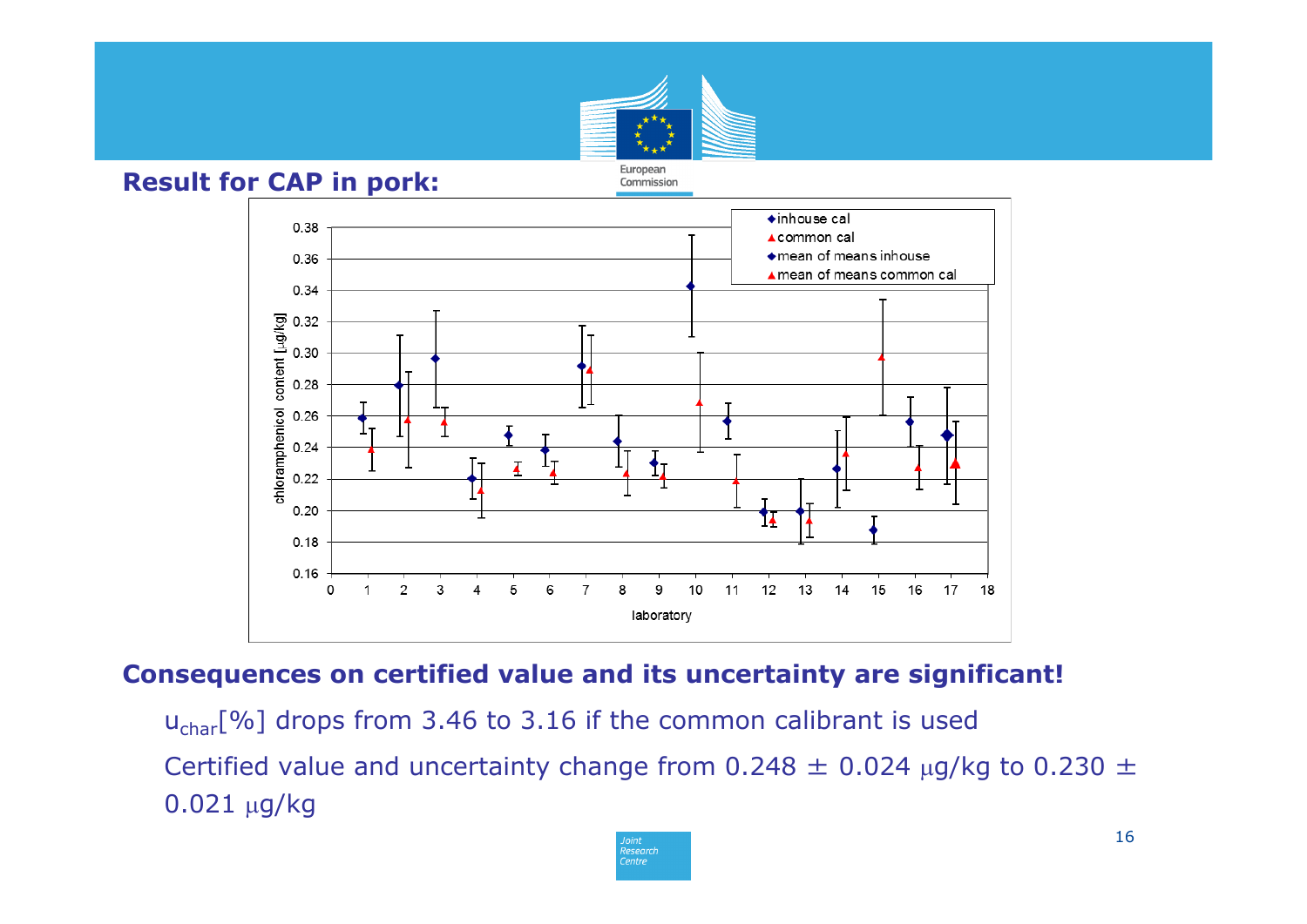## Result for CAP in pork:

**Consequences on certified value and its uncertainty are significant!**

$u_{char}$[%] drops from 3.46 to 3.16 if the common calibrant is used

Certified value and uncertainty change from 0.248 ± 0.024 µg/kg to 0.230 ± 0.021 µg/kg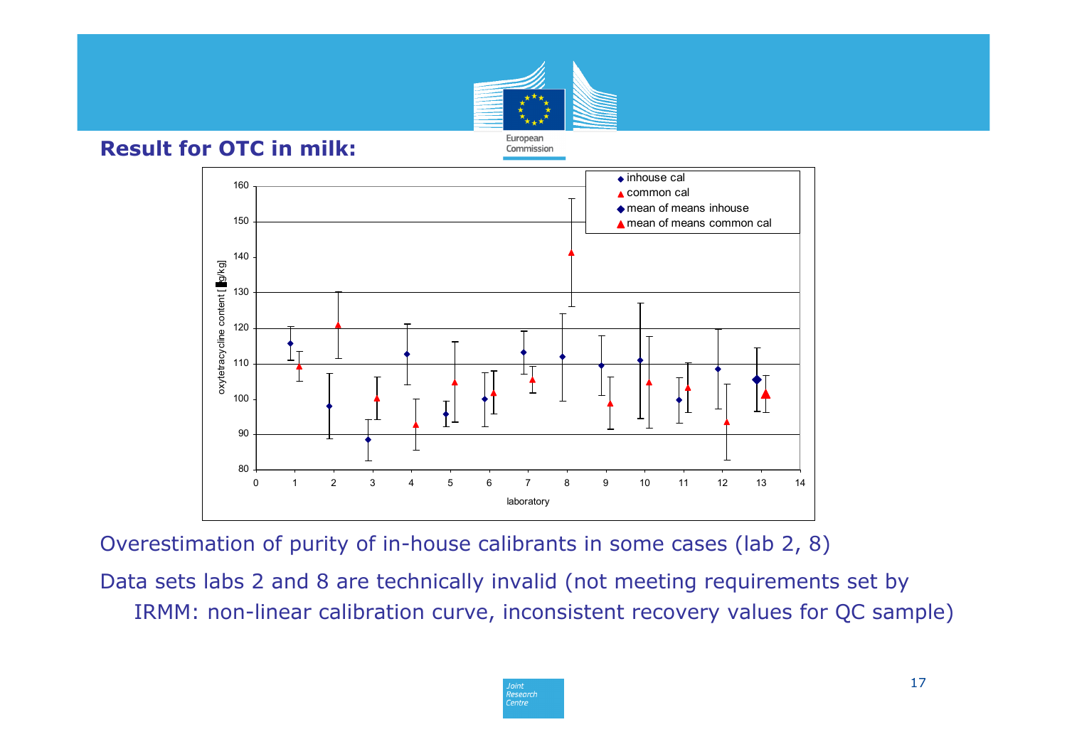## Result for OTC in milk:

- inhouse cal
- common cal
- mean of means inhouse
- mean of means common cal

oxytetracycline content [µg/kg]

160
150
140
130
120
110
100
90
80

0 1 2 3 4 5 6 7 8 9 10 11 12 13 14

laboratory

Overestimation of purity of in-house calibrants in some cases (lab 2, 8)

Data sets labs 2 and 8 are technically invalid (not meeting requirements set by IRMM: non-linear calibration curve, inconsistent recovery values for QC sample)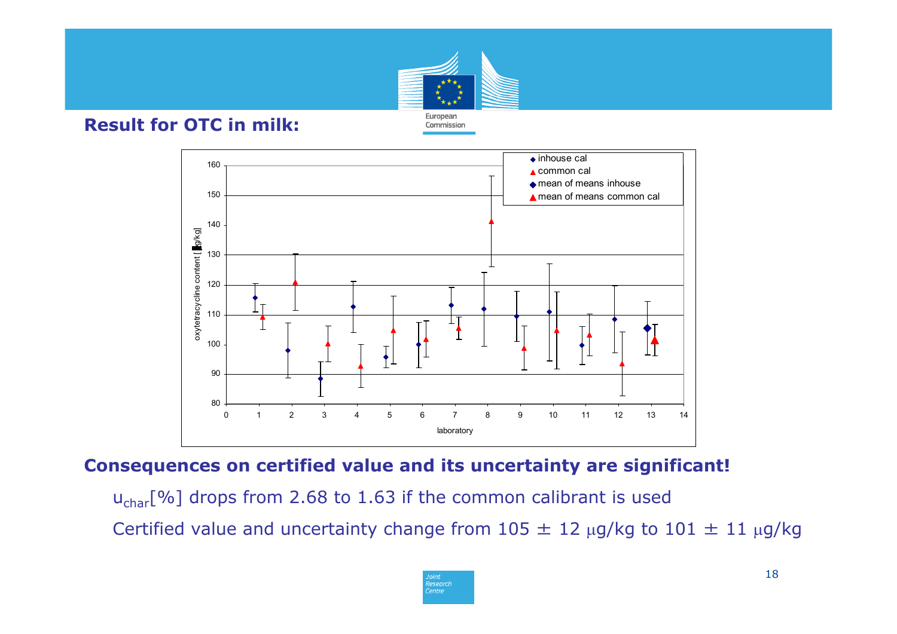## Result for OTC in milk:

inhouse cal
common cal
mean of means inhouse
mean of means common cal

oxytetracycline content [µg/kg]

160
150
140
130
120
110
100
90
80

0 1 2 3 4 5 6 7 8 9 10 11 12 13 14

laboratory

**Consequences on certified value and its uncertainty are significant!**

$u_{char}$[%] drops from 2.68 to 1.63 if the common calibrant is used

Certified value and uncertainty change from 105 ± 12 µg/kg to 101 ± 11 µg/kg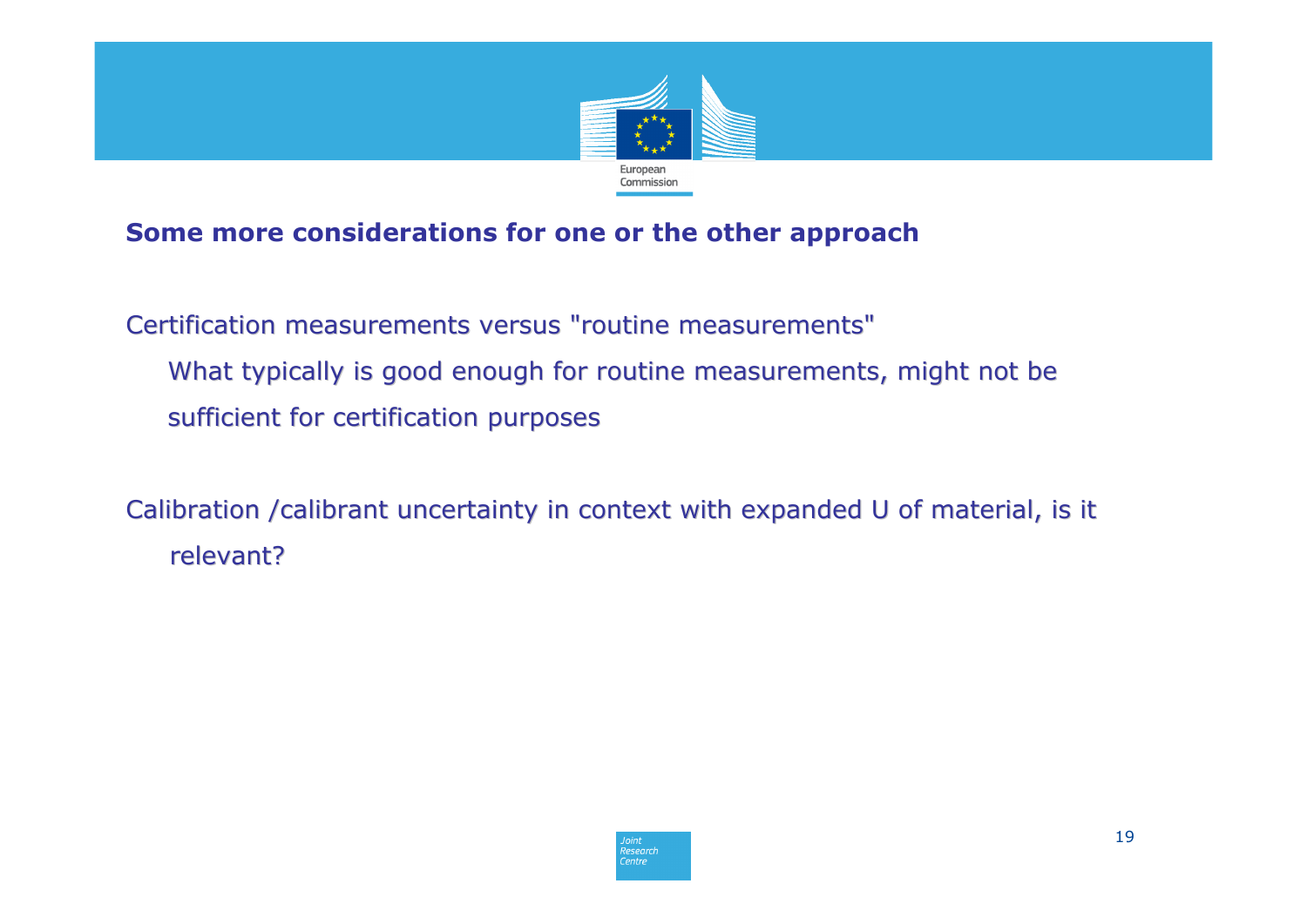## Some more considerations for one or the other approach

Certification measurements versus "routine measurements"

What typically is good enough for routine measurements, might not be sufficient for certification purposes

Calibration /calibrant uncertainty in context with expanded U of material, is it relevant?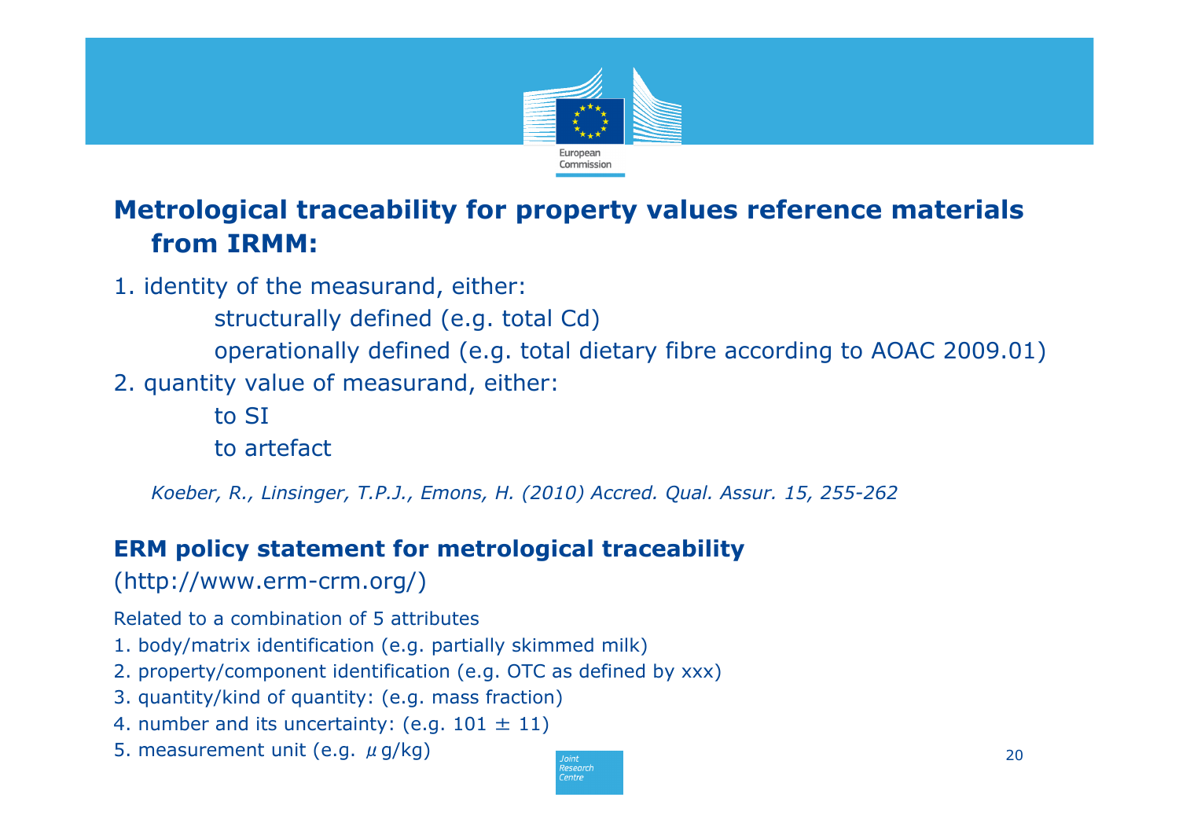## Metrological traceability for property values reference materials from IRMM:

1. identity of the measurand, either:
   - structurally defined (e.g. total Cd)
   - operationally defined (e.g. total dietary fibre according to AOAC 2009.01)
2. quantity value of measurand, either:
   - to SI
   - to artefact

*Koeber, R., Linsinger, T.P.J., Emons, H. (2010) Accred. Qual. Assur. 15, 255-262*

## ERM policy statement for metrological traceability

(http://www.erm-crm.org/)

Related to a combination of 5 attributes

1. body/matrix identification (e.g. partially skimmed milk)
2. property/component identification (e.g. OTC as defined by xxx)
3. quantity/kind of quantity: (e.g. mass fraction)
4. number and its uncertainty: (e.g. 101 ± 11)
5. measurement unit (e.g. μg/kg)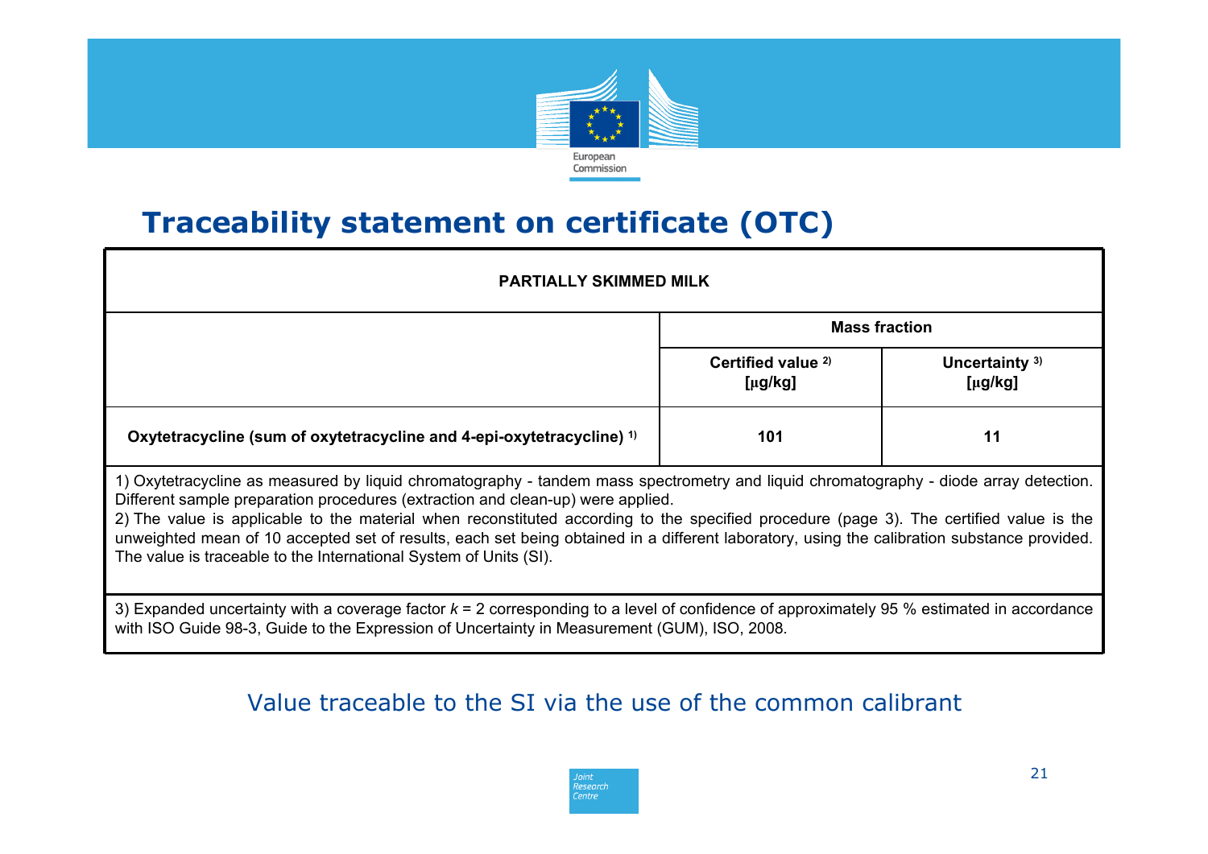# Traceability statement on certificate (OTC)

| PARTIALLY SKIMMED MILK | | |
|---|---|---|
| | Mass fraction | |
| | Certified value [2] [µg/kg] | Uncertainty [3] [µg/kg] |
| **Oxytetracycline (sum of oxytetracycline and 4-epi-oxytetracycline) [1]** | **101** | **11** |

1) Oxytetracycline as measured by liquid chromatography - tandem mass spectrometry and liquid chromatography - diode array detection. Different sample preparation procedures (extraction and clean-up) were applied.

2) The value is applicable to the material when reconstituted according to the specified procedure (page 3). The certified value is the unweighted mean of 10 accepted set of results, each set being obtained in a different laboratory, using the calibration substance provided. The value is traceable to the International System of Units (SI).

3) Expanded uncertainty with a coverage factor $k = 2$ corresponding to a level of confidence of approximately 95 % estimated in accordance with ISO Guide 98-3, Guide to the Expression of Uncertainty in Measurement (GUM), ISO, 2008.

Value traceable to the SI via the use of the common calibrant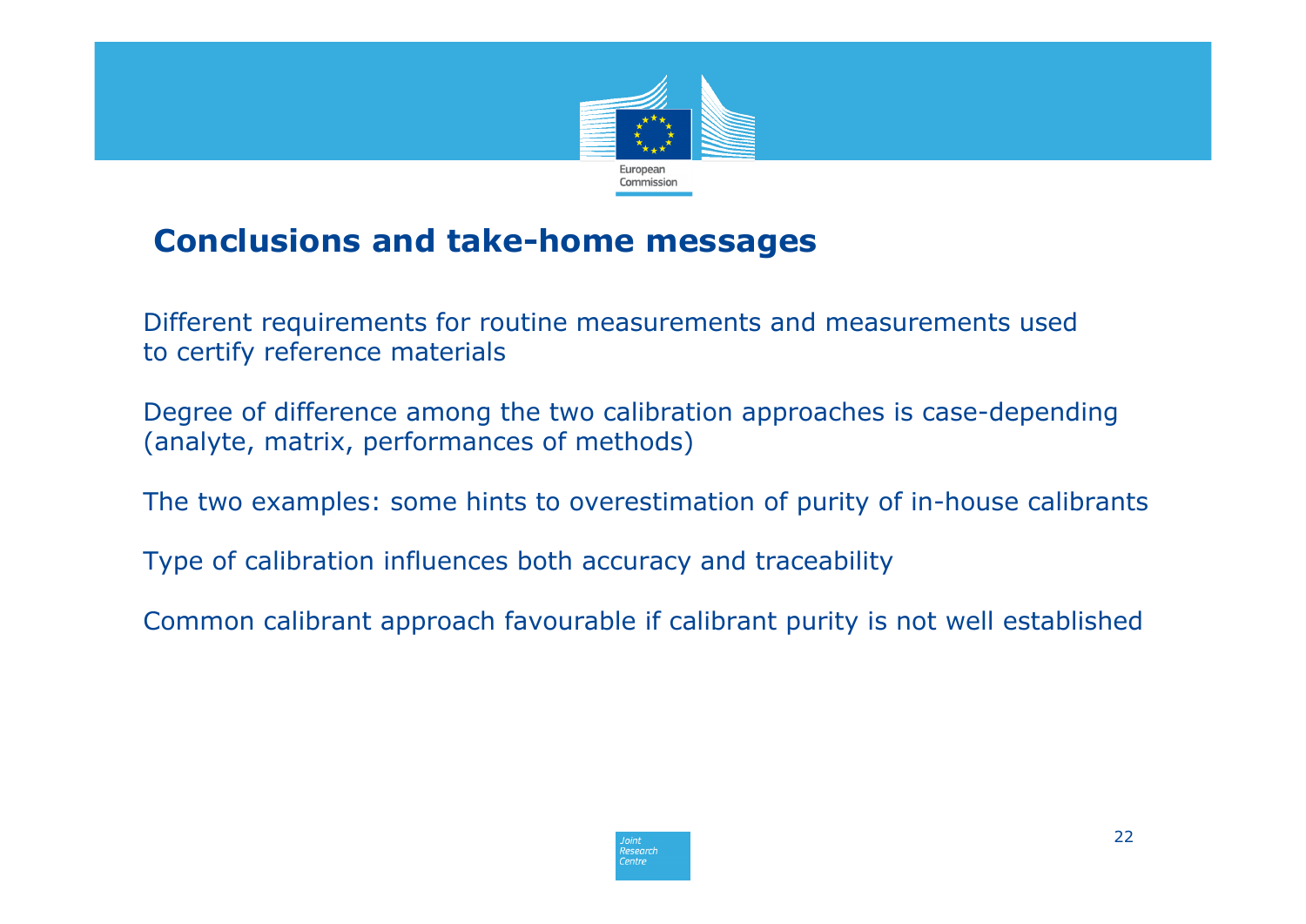## Conclusions and take-home messages

Different requirements for routine measurements and measurements used to certify reference materials

Degree of difference among the two calibration approaches is case-depending (analyte, matrix, performances of methods)

The two examples: some hints to overestimation of purity of in-house calibrants

Type of calibration influences both accuracy and traceability

Common calibrant approach favourable if calibrant purity is not well established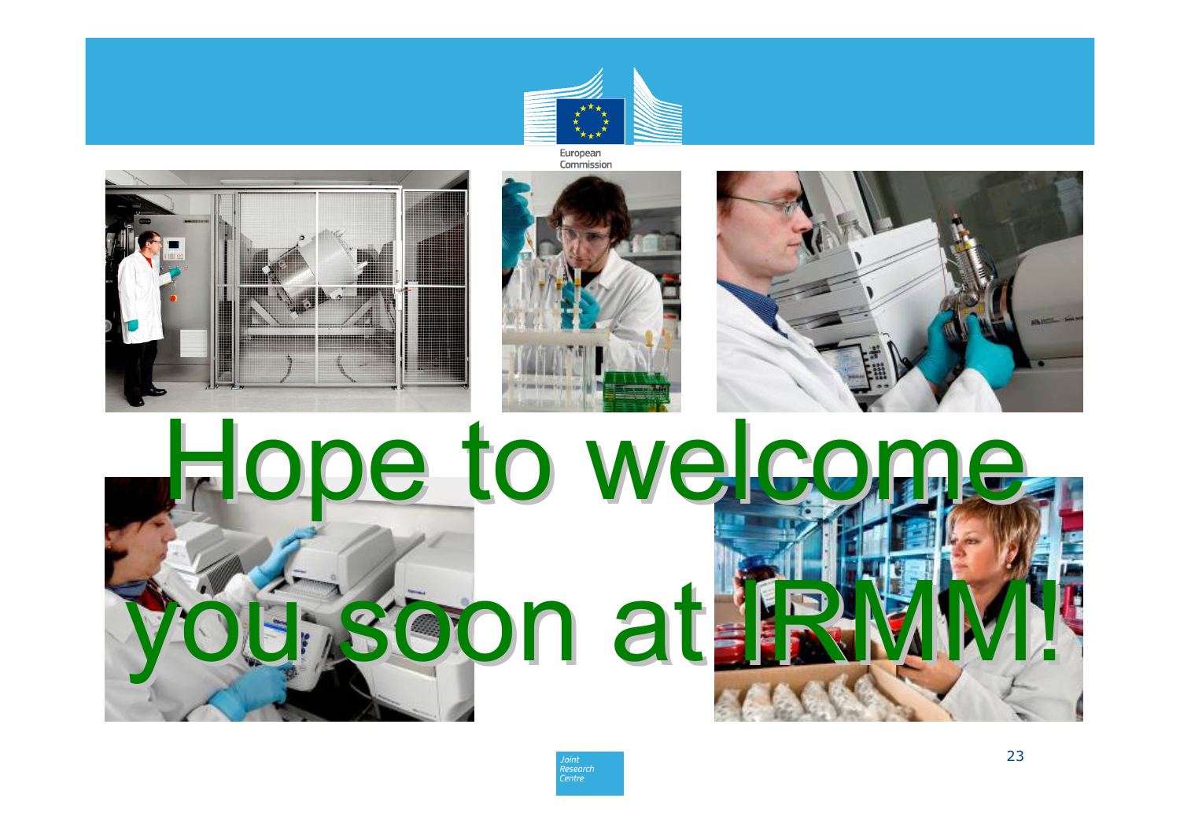# Hope to welcome you soon at IRMM!